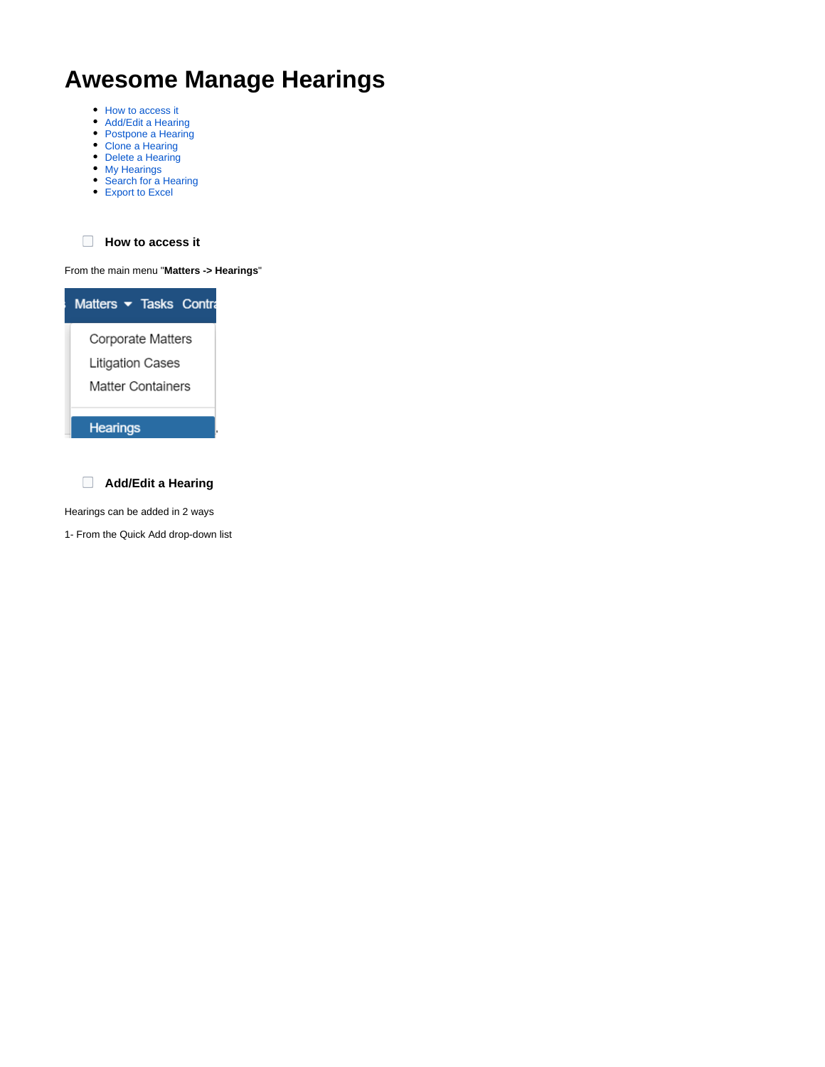# Awesome Manage Hearings

- How to access it
- Add/Edit a Hearing
- Postpone a Hearing
- Clone a Hearing
- Delete a Hearing
- My Hearings
- Search for a Hearing
- Export to Excel

## How to access it

From the main menu "**Matters -> Hearings**"

## Add/Edit a Hearing

Hearings can be added in 2 ways

1- From the Quick Add drop-down list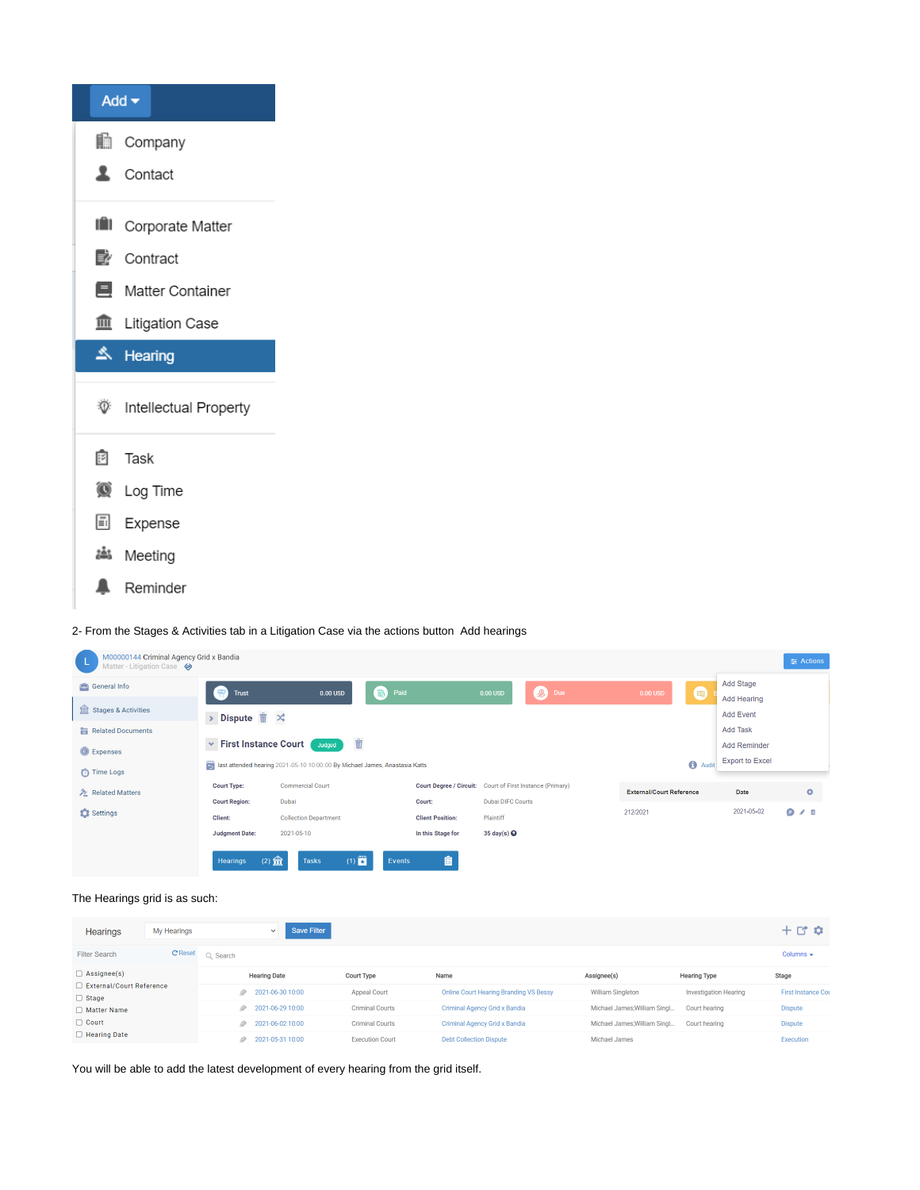Add

- Company
- Contact
- Corporate Matter
- Contract
- Matter Container
- Litigation Case
- Hearing
- Intellectual Property
- Task
- Log Time
- Expense
- Meeting
- Reminder

2- From the Stages & Activities tab in a Litigation Case via the actions button Add hearings

M00000144 Criminal Agency Grid x Bandia
Matter - Litigation Case

Actions

- Add Stage
- Add Hearing
- Add Event
- Add Task
- Add Reminder
- Export to Excel

General Info
Stages & Activities
Related Documents
Expenses
Time Logs
Related Matters
Settings

Trust 0.00 USD | Paid 0.00 USD | Due 0.00 USD

Dispute

First Instance Court — Judged

last attended hearing 2021-05-10 10:00:00 By Michael James, Anastasia Katts

| | | | |
|---|---|---|---|
| Court Type: | Commercial Court | Court Degree / Circuit: | Court of First Instance (Primary) |
| Court Region: | Dubai | Court: | Dubai DIFC Courts |
| Client: | Collection Department | Client Position: | Plaintiff |
| Judgment Date: | 2021-05-10 | In this Stage for | 35 day(s) |

| External/Court Reference | Date |
|---|---|
| 212/2021 | 2021-05-02 |

Hearings (2) | Tasks (1) | Events

The Hearings grid is as such:

Hearings — My Hearings — Save Filter

Filter Search — Reset

- Assignee(s)
- External/Court Reference
- Stage
- Matter Name
- Court
- Hearing Date

| Hearing Date | Court Type | Name | Assignee(s) | Hearing Type | Stage |
|---|---|---|---|---|---|
| 2021-06-30 10:00 | Appeal Court | Online Court Hearing Branding VS Bessy | William Singleton | Investigation Hearing | First Instance Cou |
| 2021-06-29 10:00 | Criminal Courts | Criminal Agency Grid x Bandia | Michael James;William Singl... | Court hearing | Dispute |
| 2021-06-02 10:00 | Criminal Courts | Criminal Agency Grid x Bandia | Michael James;William Singl... | Court hearing | Dispute |
| 2021-05-31 10:00 | Execution Court | Debt Collection Dispute | Michael James | | Execution |

You will be able to add the latest development of every hearing from the grid itself.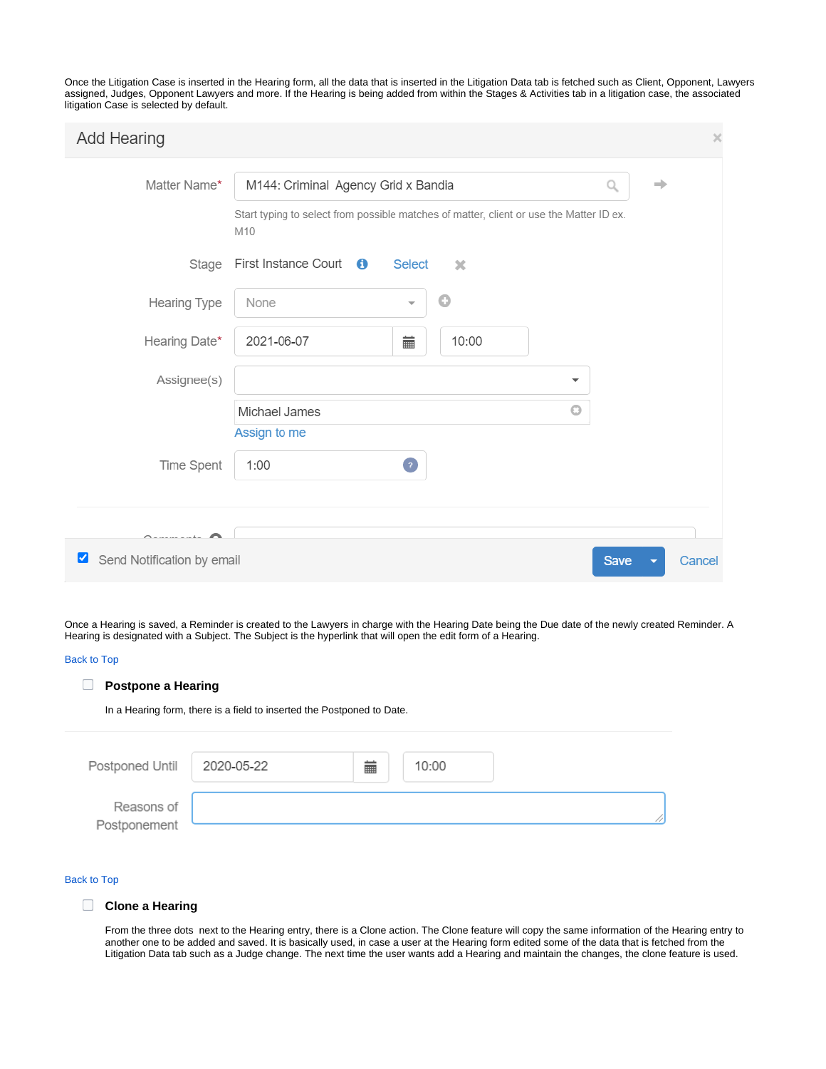Once the Litigation Case is inserted in the Hearing form, all the data that is inserted in the Litigation Data tab is fetched such as Client, Opponent, Lawyers assigned, Judges, Opponent Lawyers and more. If the Hearing is being added from within the Stages & Activities tab in a litigation case, the associated litigation Case is selected by default.

Add Hearing

Matter Name* M144: Criminal Agency Grid x Bandia

Start typing to select from possible matches of matter, client or use the Matter ID ex. M10

Stage First Instance Court Select

Hearing Type None

Hearing Date* 2021-06-07 10:00

Assignee(s)

Michael James

Assign to me

Time Spent 1:00

Send Notification by email

Save Cancel

Once a Hearing is saved, a Reminder is created to the Lawyers in charge with the Hearing Date being the Due date of the newly created Reminder. A Hearing is designated with a Subject. The Subject is the hyperlink that will open the edit form of a Hearing.

Back to Top

- [ ] **Postpone a Hearing**

In a Hearing form, there is a field to inserted the Postponed to Date.

Postponed Until 2020-05-22 10:00

Reasons of Postponement

Back to Top

- [ ] **Clone a Hearing**

From the three dots next to the Hearing entry, there is a Clone action. The Clone feature will copy the same information of the Hearing entry to another one to be added and saved. It is basically used, in case a user at the Hearing form edited some of the data that is fetched from the Litigation Data tab such as a Judge change. The next time the user wants add a Hearing and maintain the changes, the clone feature is used.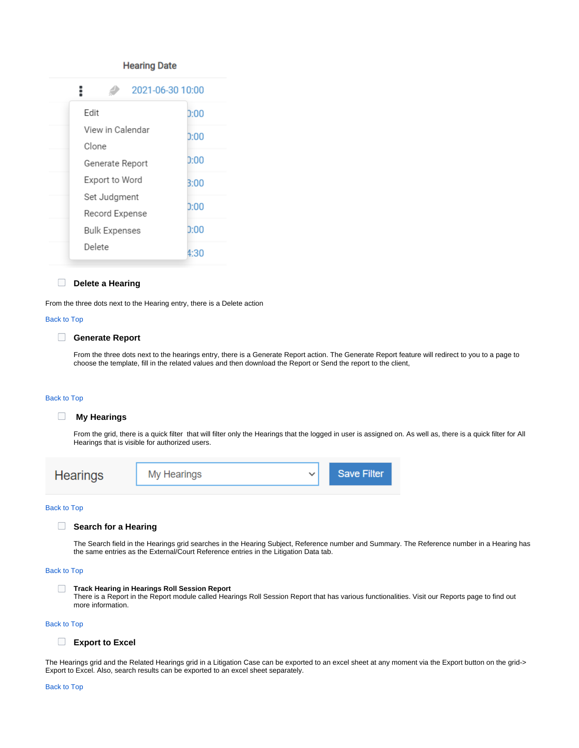### Delete a Hearing

From the three dots next to the Hearing entry, there is a Delete action

Back to Top

### Generate Report

From the three dots next to the hearings entry, there is a Generate Report action. The Generate Report feature will redirect to you to a page to choose the template, fill in the related values and then download the Report or Send the report to the client,

Back to Top

### My Hearings

From the grid, there is a quick filter that will filter only the Hearings that the logged in user is assigned on. As well as, there is a quick filter for All Hearings that is visible for authorized users.

Back to Top

### Search for a Hearing

The Search field in the Hearings grid searches in the Hearing Subject, Reference number and Summary. The Reference number in a Hearing has the same entries as the External/Court Reference entries in the Litigation Data tab.

Back to Top

### Track Hearing in Hearings Roll Session Report

There is a Report in the Report module called Hearings Roll Session Report that has various functionalities. Visit our Reports page to find out more information.

Back to Top

### Export to Excel

The Hearings grid and the Related Hearings grid in a Litigation Case can be exported to an excel sheet at any moment via the Export button on the grid-> Export to Excel. Also, search results can be exported to an excel sheet separately.

Back to Top